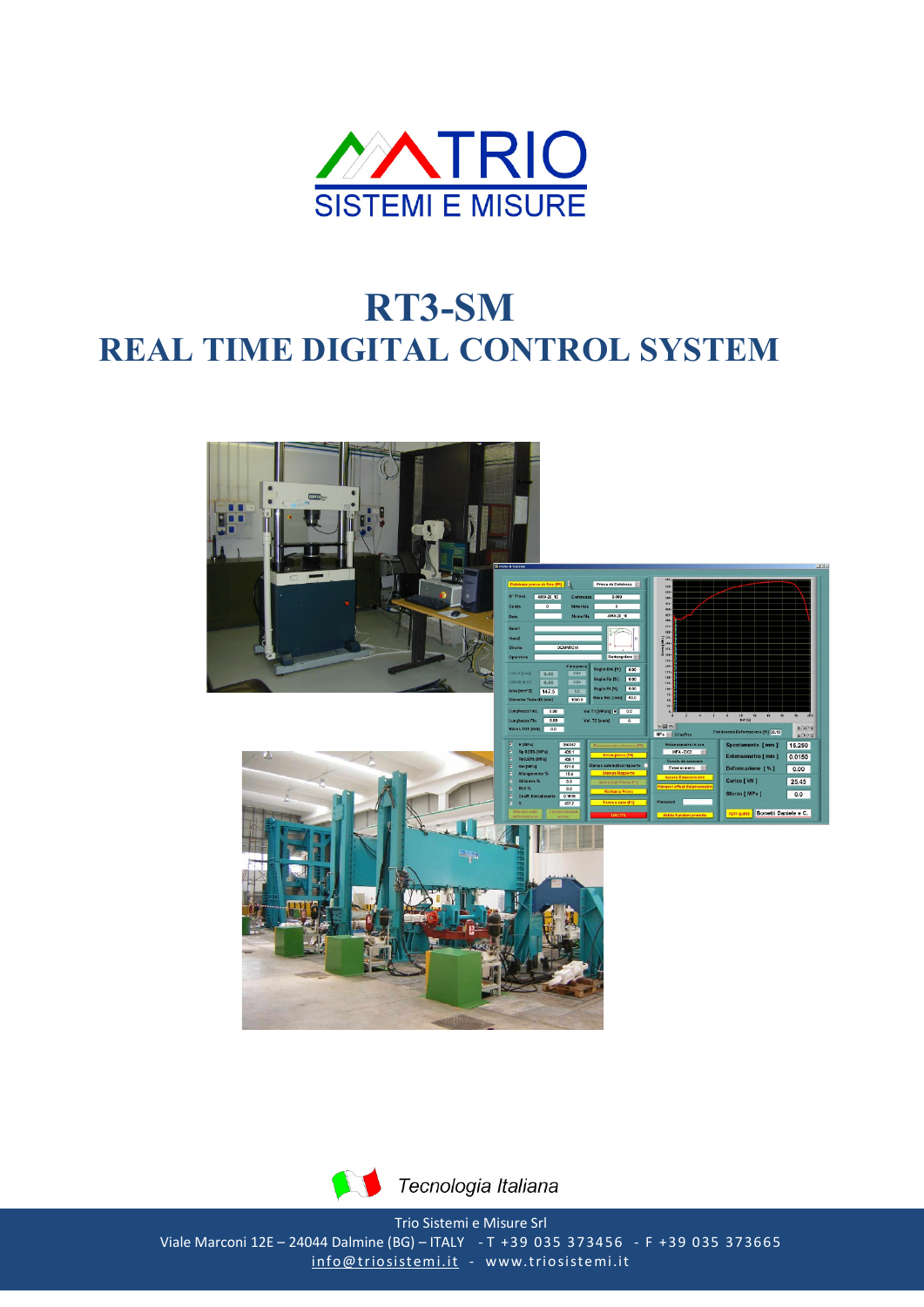# RT3-SM

# REAL TIME DIGITAL CONTROL SYSTEM

*Tecnologia Italiana*

Trio Sistemi e Misure Srl
Viale Marconi 12E – 24044 Dalmine (BG) – ITALY - T +39 035 373456 - F +39 035 373665
info@triosistemi.it - www.triosistemi.it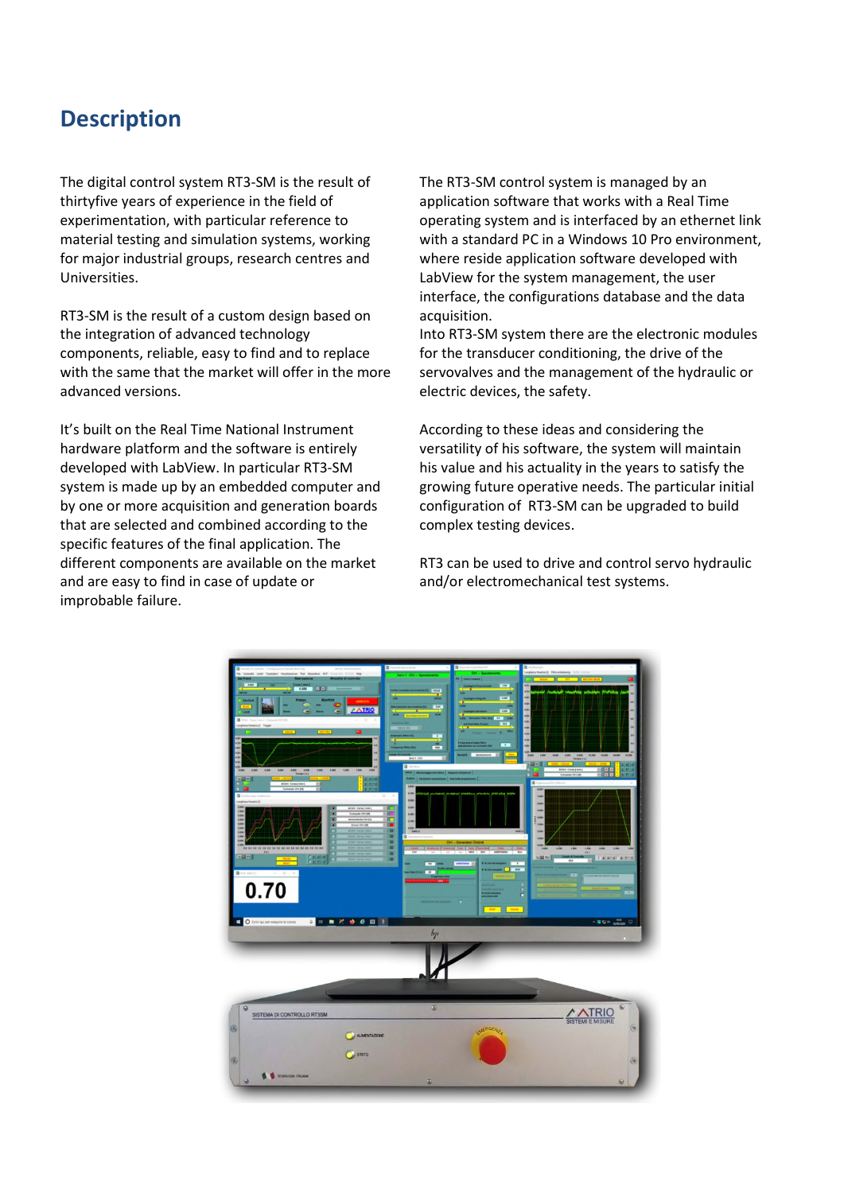# Description

The digital control system RT3-SM is the result of thirtyfive years of experience in the field of experimentation, with particular reference to material testing and simulation systems, working for major industrial groups, research centres and Universities.

RT3-SM is the result of a custom design based on the integration of advanced technology components, reliable, easy to find and to replace with the same that the market will offer in the more advanced versions.

It's built on the Real Time National Instrument hardware platform and the software is entirely developed with LabView. In particular RT3-SM system is made up by an embedded computer and by one or more acquisition and generation boards that are selected and combined according to the specific features of the final application. The different components are available on the market and are easy to find in case of update or improbable failure.

The RT3-SM control system is managed by an application software that works with a Real Time operating system and is interfaced by an ethernet link with a standard PC in a Windows 10 Pro environment, where reside application software developed with LabView for the system management, the user interface, the configurations database and the data acquisition.

Into RT3-SM system there are the electronic modules for the transducer conditioning, the drive of the servovalves and the management of the hydraulic or electric devices, the safety.

According to these ideas and considering the versatility of his software, the system will maintain his value and his actuality in the years to satisfy the growing future operative needs. The particular initial configuration of RT3-SM can be upgraded to build complex testing devices.

RT3 can be used to drive and control servo hydraulic and/or electromechanical test systems.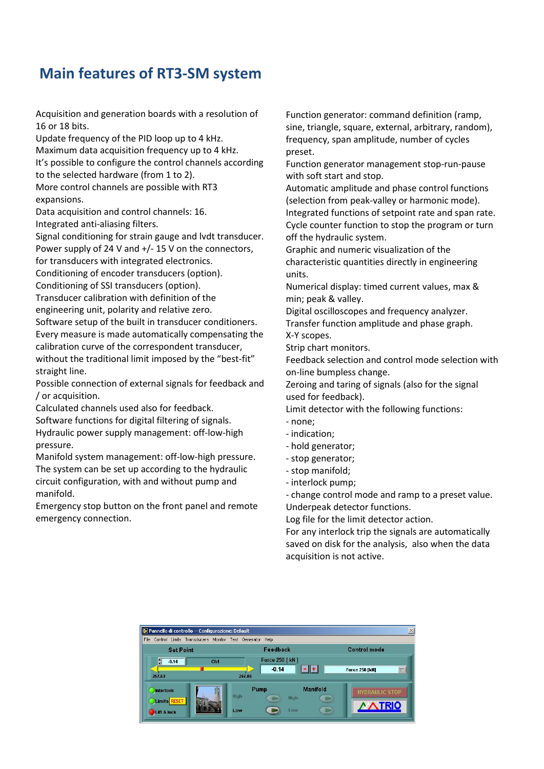# Main features of RT3-SM system

Acquisition and generation boards with a resolution of 16 or 18 bits.
Update frequency of the PID loop up to 4 kHz.
Maximum data acquisition frequency up to 4 kHz.
It's possible to configure the control channels according to the selected hardware (from 1 to 2).
More control channels are possible with RT3 expansions.
Data acquisition and control channels: 16.
Integrated anti-aliasing filters.
Signal conditioning for strain gauge and lvdt transducer.
Power supply of 24 V and +/- 15 V on the connectors, for transducers with integrated electronics.
Conditioning of encoder transducers (option).
Conditioning of SSI transducers (option).
Transducer calibration with definition of the engineering unit, polarity and relative zero.
Software setup of the built in transducer conditioners.
Every measure is made automatically compensating the calibration curve of the correspondent transducer, without the traditional limit imposed by the "best-fit" straight line.
Possible connection of external signals for feedback and / or acquisition.
Calculated channels used also for feedback.
Software functions for digital filtering of signals.
Hydraulic power supply management: off-low-high pressure.
Manifold system management: off-low-high pressure.
The system can be set up according to the hydraulic circuit configuration, with and without pump and manifold.
Emergency stop button on the front panel and remote emergency connection.

Function generator: command definition (ramp, sine, triangle, square, external, arbitrary, random), frequency, span amplitude, number of cycles preset.
Function generator management stop-run-pause with soft start and stop.
Automatic amplitude and phase control functions (selection from peak-valley or harmonic mode).
Integrated functions of setpoint rate and span rate.
Cycle counter function to stop the program or turn off the hydraulic system.
Graphic and numeric visualization of the characteristic quantities directly in engineering units.
Numerical display: timed current values, max & min; peak & valley.
Digital oscilloscopes and frequency analyzer.
Transfer function amplitude and phase graph.
X-Y scopes.
Strip chart monitors.
Feedback selection and control mode selection with on-line bumpless change.
Zeroing and taring of signals (also for the signal used for feedback).
Limit detector with the following functions:
- none;
- indication;
- hold generator;
- stop generator;
- stop manifold;
- interlock pump;
- change control mode and ramp to a preset value.

Underpeak detector functions.
Log file for the limit detector action.
For any interlock trip the signals are automatically saved on disk for the analysis, also when the data acquisition is not active.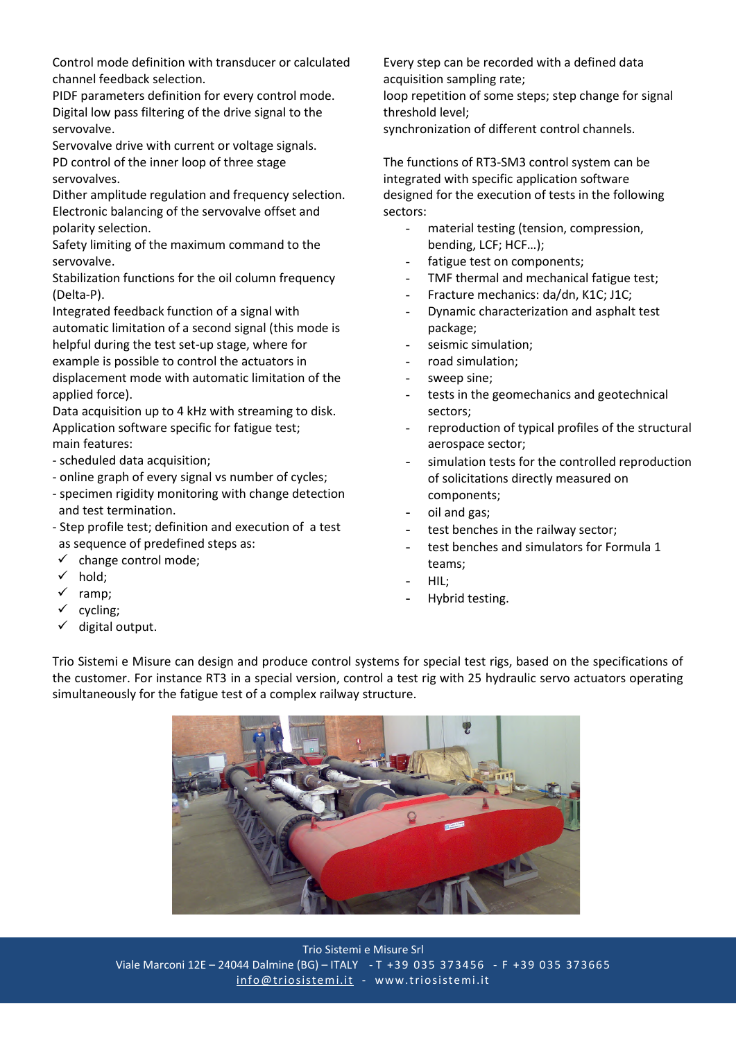Control mode definition with transducer or calculated channel feedback selection.
PIDF parameters definition for every control mode.
Digital low pass filtering of the drive signal to the servovalve.
Servovalve drive with current or voltage signals.
PD control of the inner loop of three stage servovalves.
Dither amplitude regulation and frequency selection.
Electronic balancing of the servovalve offset and polarity selection.
Safety limiting of the maximum command to the servovalve.
Stabilization functions for the oil column frequency (Delta-P).
Integrated feedback function of a signal with automatic limitation of a second signal (this mode is helpful during the test set-up stage, where for example is possible to control the actuators in displacement mode with automatic limitation of the applied force).
Data acquisition up to 4 kHz with streaming to disk.
Application software specific for fatigue test;
main features:

- scheduled data acquisition;
- online graph of every signal vs number of cycles;
- specimen rigidity monitoring with change detection and test termination.
- Step profile test; definition and execution of a test as sequence of predefined steps as:
  - ✓ change control mode;
  - ✓ hold;
  - ✓ ramp;
  - ✓ cycling;
  - ✓ digital output.

Every step can be recorded with a defined data acquisition sampling rate;
loop repetition of some steps; step change for signal threshold level;
synchronization of different control channels.

The functions of RT3-SM3 control system can be integrated with specific application software designed for the execution of tests in the following sectors:

- material testing (tension, compression, bending, LCF; HCF…);
- fatigue test on components;
- TMF thermal and mechanical fatigue test;
- Fracture mechanics: da/dn, K1C; J1C;
- Dynamic characterization and asphalt test package;
- seismic simulation;
- road simulation;
- sweep sine;
- tests in the geomechanics and geotechnical sectors;
- reproduction of typical profiles of the structural aerospace sector;
- simulation tests for the controlled reproduction of solicitations directly measured on components;
- oil and gas;
- test benches in the railway sector;
- test benches and simulators for Formula 1 teams;
- HIL;
- Hybrid testing.

Trio Sistemi e Misure can design and produce control systems for special test rigs, based on the specifications of the customer. For instance RT3 in a special version, control a test rig with 25 hydraulic servo actuators operating simultaneously for the fatigue test of a complex railway structure.

Trio Sistemi e Misure Srl
Viale Marconi 12E – 24044 Dalmine (BG) – ITALY - T +39 035 373456 - F +39 035 373665
info@triosistemi.it - www.triosistemi.it